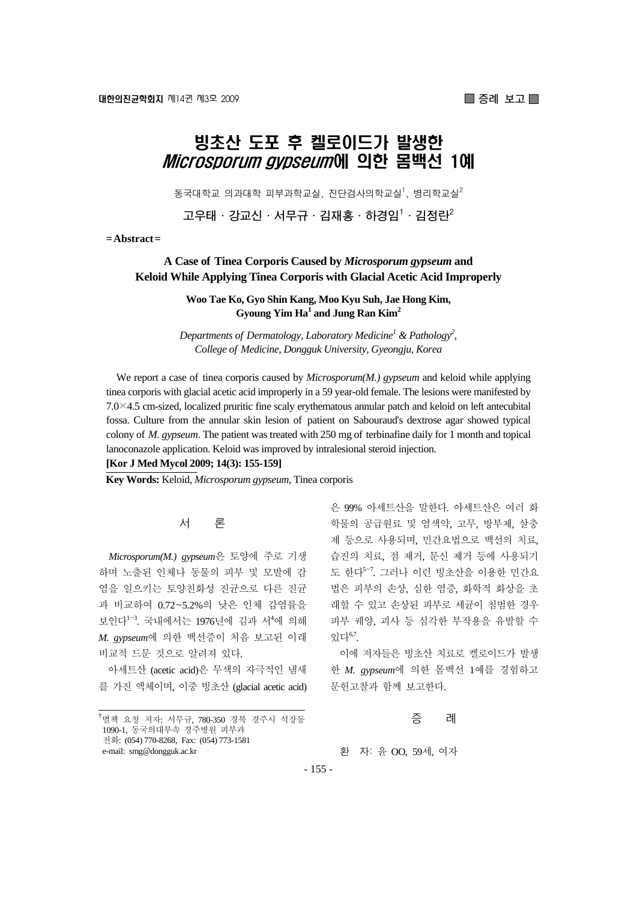# 빙초산 도포 후 켈로이드가 발생한 *Microsporum gypseum*에 의한 몸백선 1예

동국대학교 의과대학 피부과학교실, 진단검사의학교실[1], 병리학교실[2]

고우태 · 강교신 · 서무규 · 김재홍 · 하경임[1] · 김정란[2]

**= Abstract =**

## A Case of Tinea Corporis Caused by *Microsporum gypseum* and Keloid While Applying Tinea Corporis with Glacial Acetic Acid Improperly

**Woo Tae Ko, Gyo Shin Kang, Moo Kyu Suh, Jae Hong Kim, Gyoung Yim Ha[1] and Jung Ran Kim[2]**

*Departments of Dermatology, Laboratory Medicine[1] & Pathology[2], College of Medicine, Dongguk University, Gyeongju, Korea*

We report a case of tinea corporis caused by *Microsporum(M.) gypseum* and keloid while applying tinea corporis with glacial acetic acid improperly in a 59 year-old female. The lesions were manifested by 7.0×4.5 cm-sized, localized pruritic fine scaly erythematous annular patch and keloid on left antecubital fossa. Culture from the annular skin lesion of patient on Sabouraud's dextrose agar showed typical colony of *M. gypseum*. The patient was treated with 250 mg of terbinafine daily for 1 month and topical lanoconazole application. Keloid was improved by intralesional steroid injection.

**[Kor J Med Mycol 2009; 14(3): 155-159]**

**Key Words:** Keloid, *Microsporum gypseum*, Tinea corporis

## 서 론

*Microsporum(M.) gypseum*은 토양에 주로 기생하며 노출된 인체나 동물의 피부 및 모발에 감염을 일으키는 토양친화성 진균으로 다른 진균과 비교하여 0.72~5.2%의 낮은 인체 감염률을 보인다[1~3]. 국내에서는 1976년에 김과 서[4]에 의해 *M. gypseum*에 의한 백선증이 처음 보고된 이래 비교적 드문 것으로 알려져 있다.

아세트산 (acetic acid)은 무색의 자극적인 냄새를 가진 액체이며, 이중 빙초산 (glacial acetic acid)은 99% 아세트산을 말한다. 아세트산은 여러 화학물의 공급원료 및 염색약, 고무, 방부제, 살충제 등으로 사용되며, 민간요법으로 백선의 치료, 습진의 치료, 점 제거, 문신 제거 등에 사용되기도 한다[5~7]. 그러나 이런 빙초산을 이용한 민간요법은 피부의 손상, 심한 염증, 화학적 화상을 초래할 수 있고 손상된 피부로 세균이 침범한 경우 피부 궤양, 괴사 등 심각한 부작용을 유발할 수 있다[6,7].

이에 저자들은 빙초산 치료로 켈로이드가 발생한 *M. gypseum*에 의한 몸백선 1예를 경험하고 문헌고찰과 함께 보고한다.

## 증 례

환 자: 윤 OO, 59세, 여자

†별책 요청 저자: 서무규, 780-350 경북 경주시 석장동 1090-1, 동국의대부속 경주병원 피부과
전화: (054) 770-8268, Fax: (054) 773-1581
e-mail: smg@dongguk.ac.kr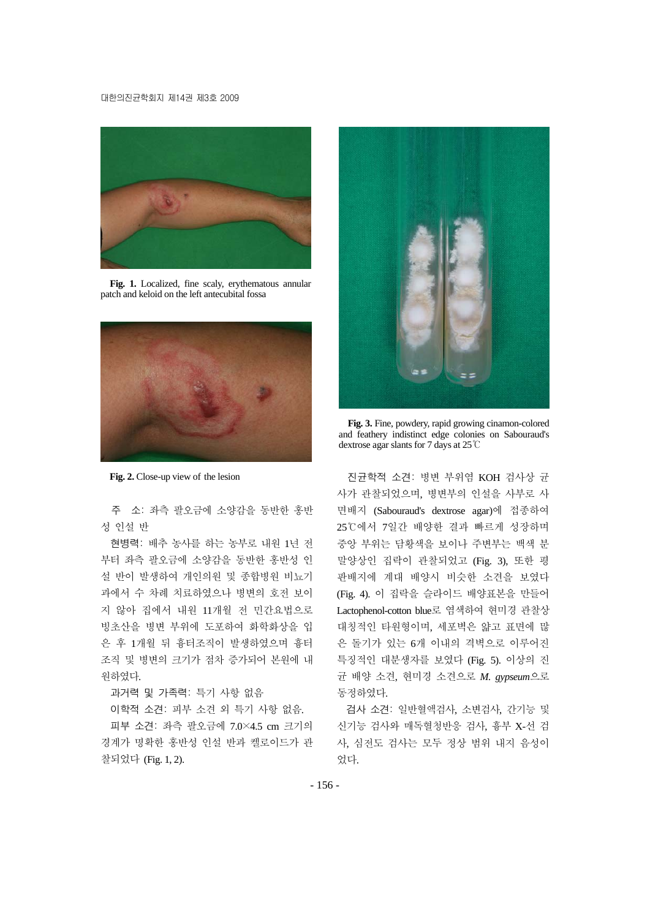**Fig. 1.** Localized, fine scaly, erythematous annular patch and keloid on the left antecubital fossa

**Fig. 2.** Close-up view of the lesion

주　소: 좌측 팔오금에 소양감을 동반한 홍반성 인설 반

현병력: 배추 농사를 하는 농부로 내원 1년 전부터 좌측 팔오금에 소양감을 동반한 홍반성 인설 반이 발생하여 개인의원 및 종합병원 비뇨기과에서 수 차례 치료하였으나 병변의 호전 보이지 않아 집에서 내원 11개월 전 민간요법으로 빙초산을 병변 부위에 도포하여 화학화상을 입은 후 1개월 뒤 흉터조직이 발생하였으며 흉터조직 및 병변의 크기가 점차 증가되어 본원에 내원하였다.

과거력 및 가족력: 특기 사항 없음

이학적 소견: 피부 소견 외 특기 사항 없음.

피부 소견: 좌측 팔오금에 7.0×4.5 cm 크기의 경계가 명확한 홍반성 인설 반과 켈로이드가 관찰되었다 (Fig. 1, 2).

**Fig. 3.** Fine, powdery, rapid growing cinamon-colored and feathery indistinct edge colonies on Sabouraud's dextrose agar slants for 7 days at 25℃

진균학적 소견: 병변 부위염 KOH 검사상 균사가 관찰되었으며, 병변부의 인설을 사부로 사면배지 (Sabouraud's dextrose agar)에 접종하여 25℃에서 7일간 배양한 결과 빠르게 성장하며 중앙 부위는 담황색을 보이나 주변부는 백색 분말양상인 집락이 관찰되었고 (Fig. 3), 또한 평판배지에 계대 배양시 비슷한 소견을 보였다 (Fig. 4). 이 집락을 슬라이드 배양표본을 만들어 Lactophenol-cotton blue로 염색하여 현미경 관찰상 대칭적인 타원형이며, 세포벽은 얇고 표면에 많은 돌기가 있는 6개 이내의 격벽으로 이루어진 특징적인 대분생자를 보였다 (Fig. 5). 이상의 진균 배양 소견, 현미경 소견으로 *M. gypseum*으로 동정하였다.

검사 소견: 일반혈액검사, 소변검사, 간기능 및 신기능 검사와 매독혈청반응 검사, 흉부 X-선 검사, 심전도 검사는 모두 정상 범위 내지 음성이었다.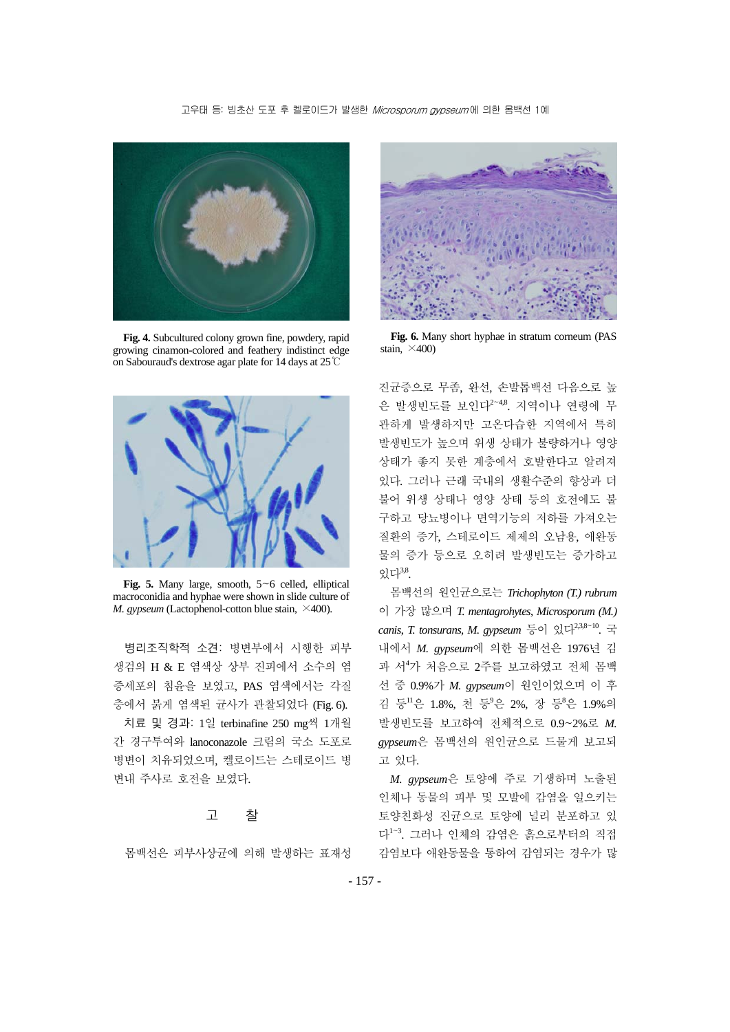**Fig. 4.** Subcultured colony grown fine, powdery, rapid growing cinamon-colored and feathery indistinct edge on Sabouraud's dextrose agar plate for 14 days at 25℃

**Fig. 5.** Many large, smooth, 5~6 celled, elliptical macroconidia and hyphae were shown in slide culture of *M. gypseum* (Lactophenol-cotton blue stain, ×400).

병리조직학적 소견: 병변부에서 시행한 피부 생검의 H & E 염색상 상부 진피에서 소수의 염증세포의 침윤을 보였고, PAS 염색에서는 각질층에서 붉게 염색된 균사가 관찰되었다 (Fig. 6).

치료 및 경과: 1일 terbinafine 250 mg씩 1개월간 경구투여와 lanoconazole 크림의 국소 도포로 병변이 치유되었으며, 켈로이드는 스테로이드 병변내 주사로 호전을 보였다.

## 고 찰

몸백선은 피부사상균에 의해 발생하는 표재성

**Fig. 6.** Many short hyphae in stratum corneum (PAS stain, ×400)

진균증으로 무좀, 완선, 손발톱백선 다음으로 높은 발생빈도를 보인다[2~4,8]. 지역이나 연령에 무관하게 발생하지만 고온다습한 지역에서 특히 발생빈도가 높으며 위생 상태가 불량하거나 영양 상태가 좋지 못한 계층에서 호발한다고 알려져 있다. 그러나 근래 국내의 생활수준의 향상과 더불어 위생 상태나 영양 상태 등의 호전에도 불구하고 당뇨병이나 면역기능의 저하를 가져오는 질환의 증가, 스테로이드 제제의 오남용, 애완동물의 증가 등으로 오히려 발생빈도는 증가하고 있다[3,8].

몸백선의 원인균으로는 *Trichophyton (T.) rubrum*이 가장 많으며 *T. mentagrohytes*, *Microsporum (M.) canis*, *T. tonsurans*, *M. gypseum* 등이 있다[2,3,8~10]. 국내에서 *M. gypseum*에 의한 몸백선은 1976년 김과 서[4]가 처음으로 2주를 보고하였고 전체 몸백선 중 0.9%가 *M. gypseum*이 원인이었으며 이 후 김 등[11]은 1.8%, 천 등[9]은 2%, 장 등[8]은 1.9%의 발생빈도를 보고하여 전체적으로 0.9~2%로 *M. gypseum*은 몸백선의 원인균으로 드물게 보고되고 있다.

*M. gypseum*은 토양에 주로 기생하며 노출된 인체나 동물의 피부 및 모발에 감염을 일으키는 토양친화성 진균으로 토양에 널리 분포하고 있다[1~3]. 그러나 인체의 감염은 흙으로부터의 직접 감염보다 애완동물을 통하여 감염되는 경우가 많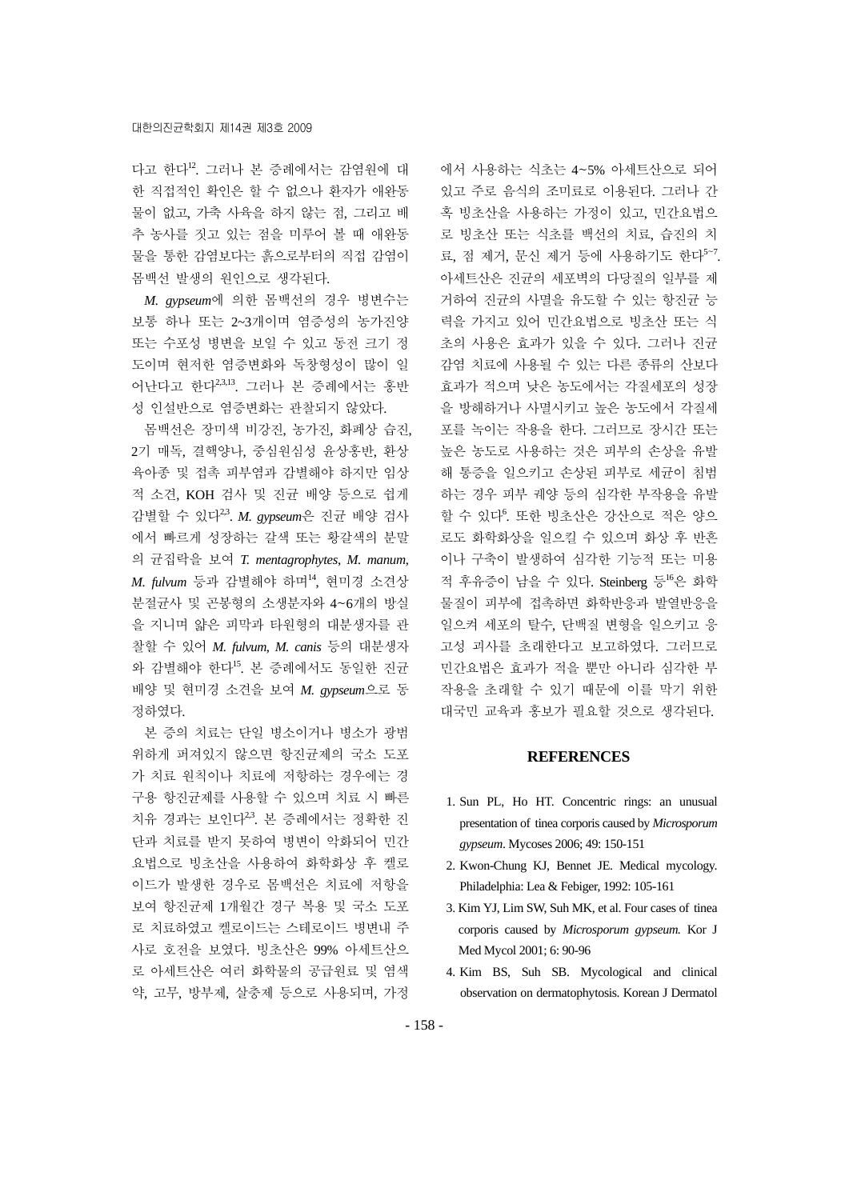다고 한다[12]. 그러나 본 증례에서는 감염원에 대한 직접적인 확인은 할 수 없으나 환자가 애완동물이 없고, 가축 사육을 하지 않는 점, 그리고 배추 농사를 짓고 있는 점을 미루어 볼 때 애완동물을 통한 감염보다는 흙으로부터의 직접 감염이 몸백선 발생의 원인으로 생각된다.

*M. gypseum*에 의한 몸백선의 경우 병변수는 보통 하나 또는 2~3개이며 염증성의 농가진양 또는 수포성 병변을 보일 수 있고 동전 크기 정도이며 현저한 염증변화와 독창형성이 많이 일어난다고 한다[2,3,13]. 그러나 본 증례에서는 홍반성 인설반으로 염증변화는 관찰되지 않았다.

몸백선은 장미색 비강진, 농가진, 화폐상 습진, 2기 매독, 결핵양나, 중심원심성 윤상홍반, 환상 육아종 및 접촉 피부염과 감별해야 하지만 임상적 소견, KOH 검사 및 진균 배양 등으로 쉽게 감별할 수 있다[2,3]. *M. gypseum*은 진균 배양 검사에서 빠르게 성장하는 갈색 또는 황갈색의 분말의 균집락을 보여 *T. mentagrophytes*, *M. manum*, *M. fulvum* 등과 감별해야 하며[14], 현미경 소견상 분절균사 및 곤봉형의 소생분자와 4~6개의 방실을 지니며 얇은 피막과 타원형의 대분생자를 관찰할 수 있어 *M. fulvum*, *M. canis* 등의 대분생자와 감별해야 한다[15]. 본 증례에서도 동일한 진균 배양 및 현미경 소견을 보여 *M. gypseum*으로 동정하였다.

본 증의 치료는 단일 병소이거나 병소가 광범위하게 퍼져있지 않으면 항진균제의 국소 도포가 치료 원칙이나 치료에 저항하는 경우에는 경구용 항진균제를 사용할 수 있으며 치료 시 빠른 치유 경과는 보인다[2,3]. 본 증례에서는 정확한 진단과 치료를 받지 못하여 병변이 악화되어 민간요법으로 빙초산을 사용하여 화학화상 후 켈로이드가 발생한 경우로 몸백선은 치료에 저항을 보여 항진균제 1개월간 경구 복용 및 국소 도포로 치료하였고 켈로이드는 스테로이드 병변내 주사로 호전을 보였다. 빙초산은 99% 아세트산으로 아세트산은 여러 화학물의 공급원료 및 염색약, 고무, 방부제, 살충제 등으로 사용되며, 가정에서 사용하는 식초는 4~5% 아세트산으로 되어 있고 주로 음식의 조미료로 이용된다. 그러나 간혹 빙초산을 사용하는 가정이 있고, 민간요법으로 빙초산 또는 식초를 백선의 치료, 습진의 치료, 점 제거, 문신 제거 등에 사용하기도 한다[5~7]. 아세트산은 진균의 세포벽의 다당질의 일부를 제거하여 진균의 사멸을 유도할 수 있는 항진균 능력을 가지고 있어 민간요법으로 빙초산 또는 식초의 사용은 효과가 있을 수 있다. 그러나 진균 감염 치료에 사용될 수 있는 다른 종류의 산보다 효과가 적으며 낮은 농도에서는 각질세포의 성장을 방해하거나 사멸시키고 높은 농도에서 각질세포를 녹이는 작용을 한다. 그러므로 장시간 또는 높은 농도로 사용하는 것은 피부의 손상을 유발해 통증을 일으키고 손상된 피부로 세균이 침범하는 경우 피부 궤양 등의 심각한 부작용을 유발할 수 있다[6]. 또한 빙초산은 강산으로 적은 양으로도 화학화상을 일으킬 수 있으며 화상 후 반흔이나 구축이 발생하여 심각한 기능적 또는 미용적 후유증이 남을 수 있다. Steinberg 등[16]은 화학물질이 피부에 접촉하면 화학반응과 발열반응을 일으켜 세포의 탈수, 단백질 변형을 일으키고 응고성 괴사를 초래한다고 보고하였다. 그러므로 민간요법은 효과가 적을 뿐만 아니라 심각한 부작용을 초래할 수 있기 때문에 이를 막기 위한 대국민 교육과 홍보가 필요할 것으로 생각된다.

## REFERENCES

1. Sun PL, Ho HT. Concentric rings: an unusual presentation of tinea corporis caused by *Microsporum gypseum*. Mycoses 2006; 49: 150-151
2. Kwon-Chung KJ, Bennet JE. Medical mycology. Philadelphia: Lea & Febiger, 1992: 105-161
3. Kim YJ, Lim SW, Suh MK, et al. Four cases of tinea corporis caused by *Microsporum gypseum*. Kor J Med Mycol 2001; 6: 90-96
4. Kim BS, Suh SB. Mycological and clinical observation on dermatophytosis. Korean J Dermatol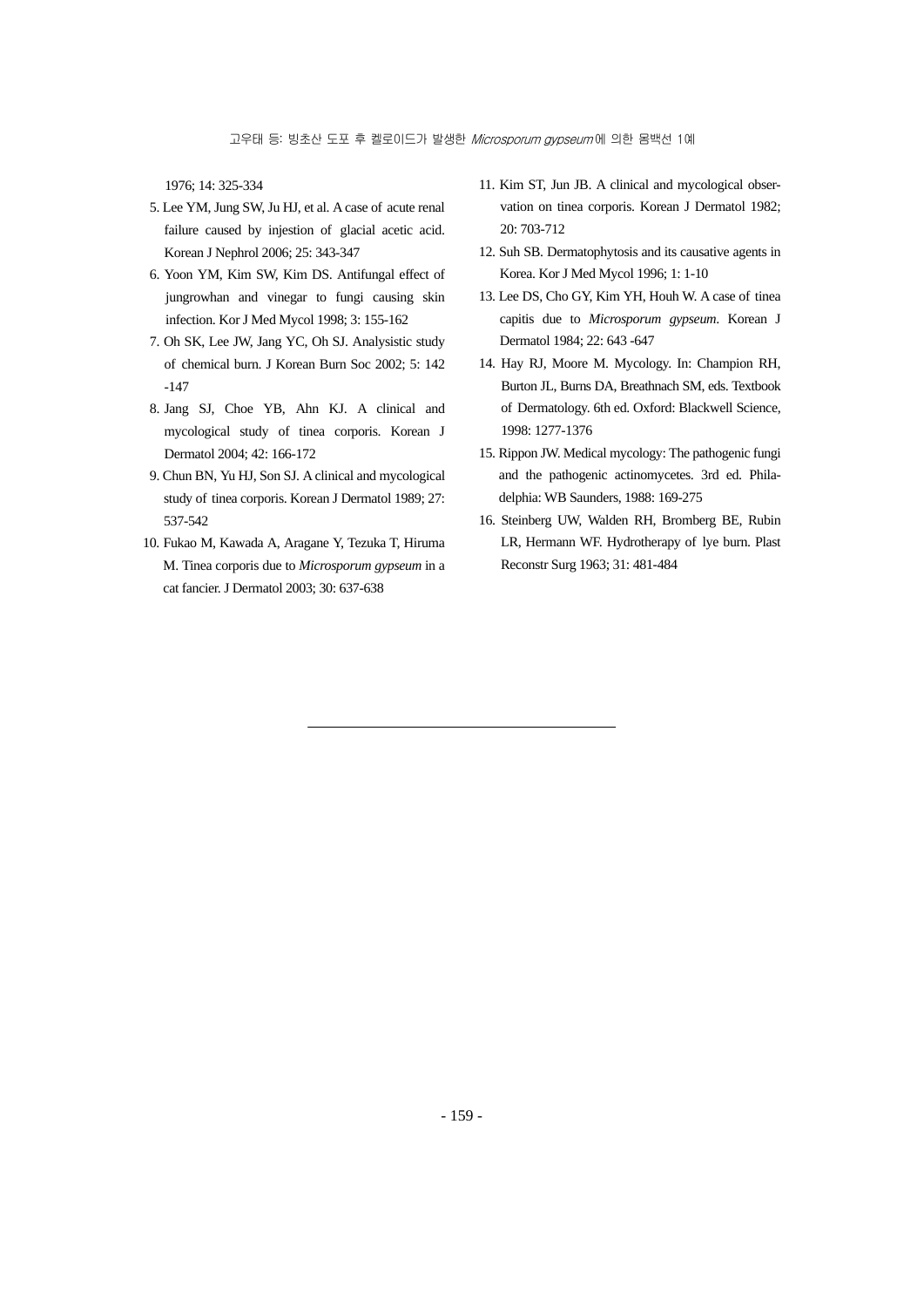1976; 14: 325-334

5. Lee YM, Jung SW, Ju HJ, et al. A case of acute renal failure caused by injestion of glacial acetic acid. Korean J Nephrol 2006; 25: 343-347
6. Yoon YM, Kim SW, Kim DS. Antifungal effect of jungrowhan and vinegar to fungi causing skin infection. Kor J Med Mycol 1998; 3: 155-162
7. Oh SK, Lee JW, Jang YC, Oh SJ. Analysistic study of chemical burn. J Korean Burn Soc 2002; 5: 142 -147
8. Jang SJ, Choe YB, Ahn KJ. A clinical and mycological study of tinea corporis. Korean J Dermatol 2004; 42: 166-172
9. Chun BN, Yu HJ, Son SJ. A clinical and mycological study of tinea corporis. Korean J Dermatol 1989; 27: 537-542
10. Fukao M, Kawada A, Aragane Y, Tezuka T, Hiruma M. Tinea corporis due to *Microsporum gypseum* in a cat fancier. J Dermatol 2003; 30: 637-638
11. Kim ST, Jun JB. A clinical and mycological observation on tinea corporis. Korean J Dermatol 1982; 20: 703-712
12. Suh SB. Dermatophytosis and its causative agents in Korea. Kor J Med Mycol 1996; 1: 1-10
13. Lee DS, Cho GY, Kim YH, Houh W. A case of tinea capitis due to *Microsporum gypseum*. Korean J Dermatol 1984; 22: 643 -647
14. Hay RJ, Moore M. Mycology. In: Champion RH, Burton JL, Burns DA, Breathnach SM, eds. Textbook of Dermatology. 6th ed. Oxford: Blackwell Science, 1998: 1277-1376
15. Rippon JW. Medical mycology: The pathogenic fungi and the pathogenic actinomycetes. 3rd ed. Philadelphia: WB Saunders, 1988: 169-275
16. Steinberg UW, Walden RH, Bromberg BE, Rubin LR, Hermann WF. Hydrotherapy of lye burn. Plast Reconstr Surg 1963; 31: 481-484